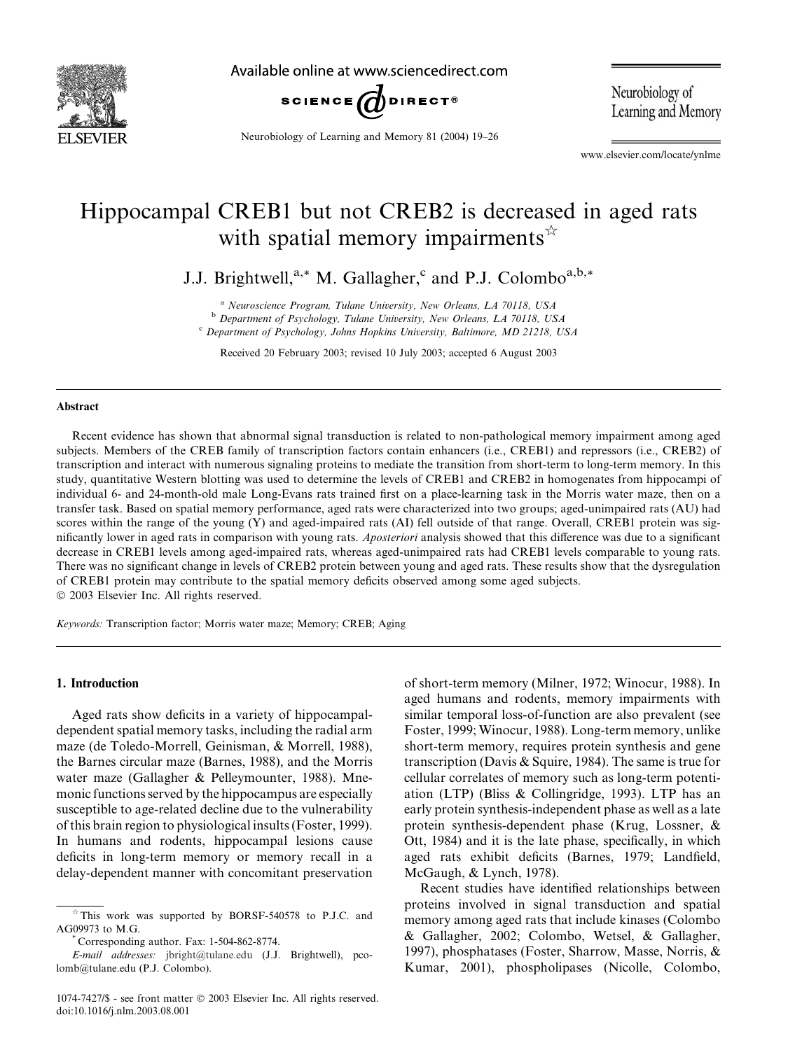# Hippocampal CREB1 but not CREB2 is decreased in aged rats with spatial memory impairments[☆]

J.J. Brightwell,[a,*] M. Gallagher,[c] and P.J. Colombo[a,b,*]

[a] Neuroscience Program, Tulane University, New Orleans, LA 70118, USA
[b] Department of Psychology, Tulane University, New Orleans, LA 70118, USA
[c] Department of Psychology, Johns Hopkins University, Baltimore, MD 21218, USA

Received 20 February 2003; revised 10 July 2003; accepted 6 August 2003

## Abstract

Recent evidence has shown that abnormal signal transduction is related to non-pathological memory impairment among aged subjects. Members of the CREB family of transcription factors contain enhancers (i.e., CREB1) and repressors (i.e., CREB2) of transcription and interact with numerous signaling proteins to mediate the transition from short-term to long-term memory. In this study, quantitative Western blotting was used to determine the levels of CREB1 and CREB2 in homogenates from hippocampi of individual 6- and 24-month-old male Long-Evans rats trained first on a place-learning task in the Morris water maze, then on a transfer task. Based on spatial memory performance, aged rats were characterized into two groups; aged-unimpaired rats (AU) had scores within the range of the young (Y) and aged-impaired rats (AI) fell outside of that range. Overall, CREB1 protein was significantly lower in aged rats in comparison with young rats. *Aposteriori* analysis showed that this difference was due to a significant decrease in CREB1 levels among aged-impaired rats, whereas aged-unimpaired rats had CREB1 levels comparable to young rats. There was no significant change in levels of CREB2 protein between young and aged rats. These results show that the dysregulation of CREB1 protein may contribute to the spatial memory deficits observed among some aged subjects.

© 2003 Elsevier Inc. All rights reserved.

*Keywords:* Transcription factor; Morris water maze; Memory; CREB; Aging

## 1. Introduction

Aged rats show deficits in a variety of hippocampal-dependent spatial memory tasks, including the radial arm maze (de Toledo-Morrell, Geinisman, & Morrell, 1988), the Barnes circular maze (Barnes, 1988), and the Morris water maze (Gallagher & Pelleymounter, 1988). Mnemonic functions served by the hippocampus are especially susceptible to age-related decline due to the vulnerability of this brain region to physiological insults (Foster, 1999). In humans and rodents, hippocampal lesions cause deficits in long-term memory or memory recall in a delay-dependent manner with concomitant preservation of short-term memory (Milner, 1972; Winocur, 1988). In aged humans and rodents, memory impairments with similar temporal loss-of-function are also prevalent (see Foster, 1999; Winocur, 1988). Long-term memory, unlike short-term memory, requires protein synthesis and gene transcription (Davis & Squire, 1984). The same is true for cellular correlates of memory such as long-term potentiation (LTP) (Bliss & Collingridge, 1993). LTP has an early protein synthesis-independent phase as well as a late protein synthesis-dependent phase (Krug, Lossner, & Ott, 1984) and it is the late phase, specifically, in which aged rats exhibit deficits (Barnes, 1979; Landfield, McGaugh, & Lynch, 1978).

Recent studies have identified relationships between proteins involved in signal transduction and spatial memory among aged rats that include kinases (Colombo & Gallagher, 2002; Colombo, Wetsel, & Gallagher, 1997), phosphatases (Foster, Sharrow, Masse, Norris, & Kumar, 2001), phospholipases (Nicolle, Colombo,

[☆] This work was supported by BORSF-540578 to P.J.C. and AG09973 to M.G.

[*] Corresponding author. Fax: 1-504-862-8774.

*E-mail addresses:* jbright@tulane.edu (J.J. Brightwell), pcolomb@tulane.edu (P.J. Colombo).

1074-7427/$ - see front matter © 2003 Elsevier Inc. All rights reserved.
doi:10.1016/j.nlm.2003.08.001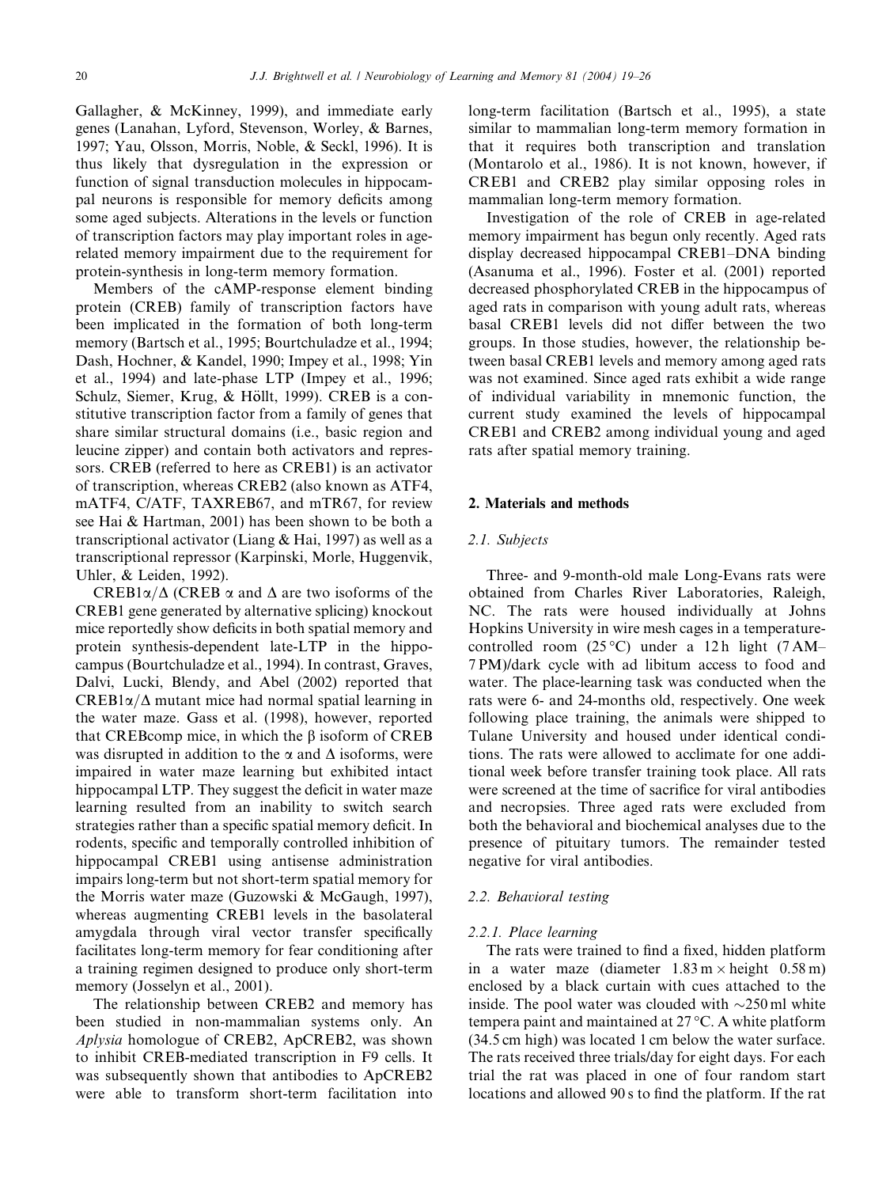Gallagher, & McKinney, 1999), and immediate early genes (Lanahan, Lyford, Stevenson, Worley, & Barnes, 1997; Yau, Olsson, Morris, Noble, & Seckl, 1996). It is thus likely that dysregulation in the expression or function of signal transduction molecules in hippocampal neurons is responsible for memory deficits among some aged subjects. Alterations in the levels or function of transcription factors may play important roles in age-related memory impairment due to the requirement for protein-synthesis in long-term memory formation.

Members of the cAMP-response element binding protein (CREB) family of transcription factors have been implicated in the formation of both long-term memory (Bartsch et al., 1995; Bourtchuladze et al., 1994; Dash, Hochner, & Kandel, 1990; Impey et al., 1998; Yin et al., 1994) and late-phase LTP (Impey et al., 1996; Schulz, Siemer, Krug, & Höllt, 1999). CREB is a constitutive transcription factor from a family of genes that share similar structural domains (i.e., basic region and leucine zipper) and contain both activators and repressors. CREB (referred to here as CREB1) is an activator of transcription, whereas CREB2 (also known as ATF4, mATF4, C/ATF, TAXREB67, and mTR67, for review see Hai & Hartman, 2001) has been shown to be both a transcriptional activator (Liang & Hai, 1997) as well as a transcriptional repressor (Karpinski, Morle, Huggenvik, Uhler, & Leiden, 1992).

CREB1$\alpha/\Delta$ (CREB $\alpha$ and $\Delta$ are two isoforms of the CREB1 gene generated by alternative splicing) knockout mice reportedly show deficits in both spatial memory and protein synthesis-dependent late-LTP in the hippocampus (Bourtchuladze et al., 1994). In contrast, Graves, Dalvi, Lucki, Blendy, and Abel (2002) reported that CREB1$\alpha/\Delta$ mutant mice had normal spatial learning in the water maze. Gass et al. (1998), however, reported that CREBcomp mice, in which the $\beta$ isoform of CREB was disrupted in addition to the $\alpha$ and $\Delta$ isoforms, were impaired in water maze learning but exhibited intact hippocampal LTP. They suggest the deficit in water maze learning resulted from an inability to switch search strategies rather than a specific spatial memory deficit. In rodents, specific and temporally controlled inhibition of hippocampal CREB1 using antisense administration impairs long-term but not short-term spatial memory for the Morris water maze (Guzowski & McGaugh, 1997), whereas augmenting CREB1 levels in the basolateral amygdala through viral vector transfer specifically facilitates long-term memory for fear conditioning after a training regimen designed to produce only short-term memory (Josselyn et al., 2001).

The relationship between CREB2 and memory has been studied in non-mammalian systems only. An *Aplysia* homologue of CREB2, ApCREB2, was shown to inhibit CREB-mediated transcription in F9 cells. It was subsequently shown that antibodies to ApCREB2 were able to transform short-term facilitation into long-term facilitation (Bartsch et al., 1995), a state similar to mammalian long-term memory formation in that it requires both transcription and translation (Montarolo et al., 1986). It is not known, however, if CREB1 and CREB2 play similar opposing roles in mammalian long-term memory formation.

Investigation of the role of CREB in age-related memory impairment has begun only recently. Aged rats display decreased hippocampal CREB1–DNA binding (Asanuma et al., 1996). Foster et al. (2001) reported decreased phosphorylated CREB in the hippocampus of aged rats in comparison with young adult rats, whereas basal CREB1 levels did not differ between the two groups. In those studies, however, the relationship between basal CREB1 levels and memory among aged rats was not examined. Since aged rats exhibit a wide range of individual variability in mnemonic function, the current study examined the levels of hippocampal CREB1 and CREB2 among individual young and aged rats after spatial memory training.

## 2. Materials and methods

### 2.1. Subjects

Three- and 9-month-old male Long-Evans rats were obtained from Charles River Laboratories, Raleigh, NC. The rats were housed individually at Johns Hopkins University in wire mesh cages in a temperature-controlled room (25 °C) under a 12 h light (7 AM–7 PM)/dark cycle with ad libitum access to food and water. The place-learning task was conducted when the rats were 6- and 24-months old, respectively. One week following place training, the animals were shipped to Tulane University and housed under identical conditions. The rats were allowed to acclimate for one additional week before transfer training took place. All rats were screened at the time of sacrifice for viral antibodies and necropsies. Three aged rats were excluded from both the behavioral and biochemical analyses due to the presence of pituitary tumors. The remainder tested negative for viral antibodies.

### 2.2. Behavioral testing

#### 2.2.1. Place learning

The rats were trained to find a fixed, hidden platform in a water maze (diameter 1.83 m × height 0.58 m) enclosed by a black curtain with cues attached to the inside. The pool water was clouded with ~250 ml white tempera paint and maintained at 27 °C. A white platform (34.5 cm high) was located 1 cm below the water surface. The rats received three trials/day for eight days. For each trial the rat was placed in one of four random start locations and allowed 90 s to find the platform. If the rat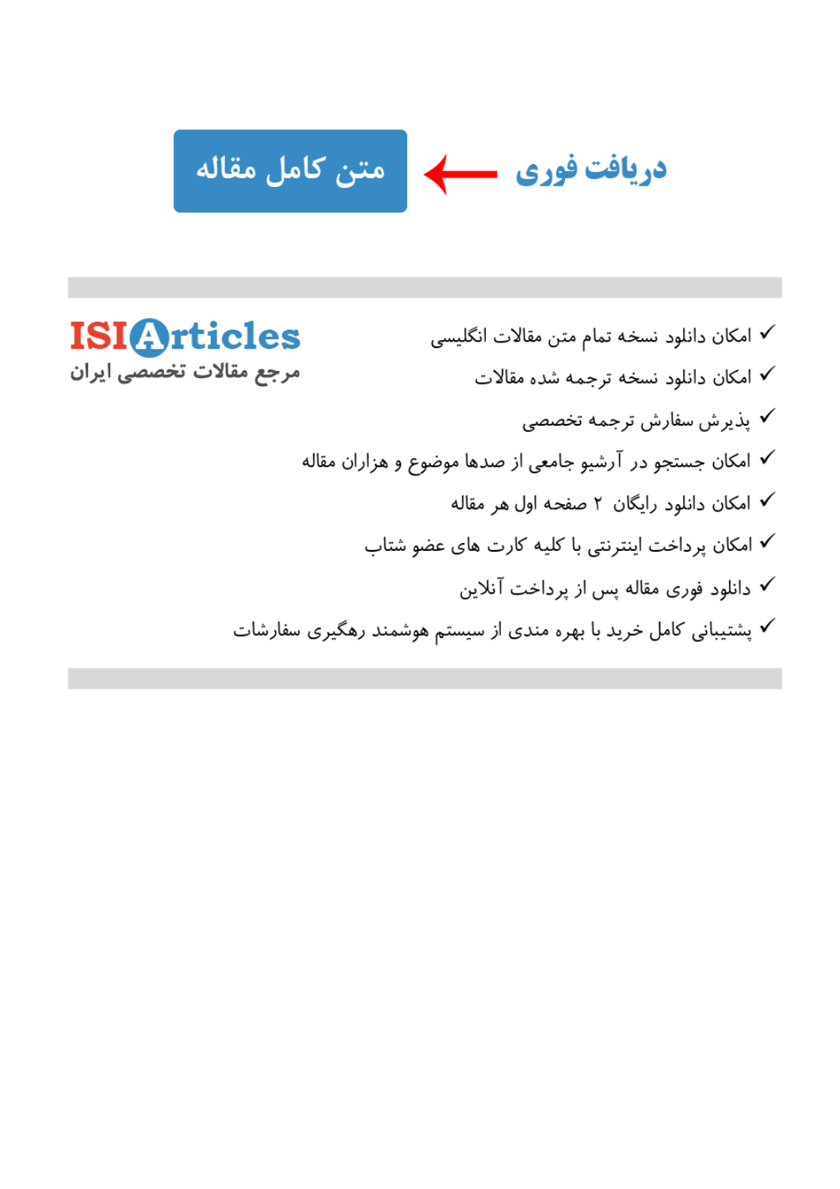**دریافت فوری** ← **متن کامل مقاله**

**ISIArticles**
مرجع مقالات تخصصی ایران

- ✓ امکان دانلود نسخه تمام متن مقالات انگلیسی
- ✓ امکان دانلود نسخه ترجمه شده مقالات
- ✓ پذیرش سفارش ترجمه تخصصی
- ✓ امکان جستجو در آرشیو جامعی از صدها موضوع و هزاران مقاله
- ✓ امکان دانلود رایگان ۲ صفحه اول هر مقاله
- ✓ امکان پرداخت اینترنتی با کلیه کارت های عضو شتاب
- ✓ دانلود فوری مقاله پس از پرداخت آنلاین
- ✓ پشتیبانی کامل خرید با بهره مندی از سیستم هوشمند رهگیری سفارشات